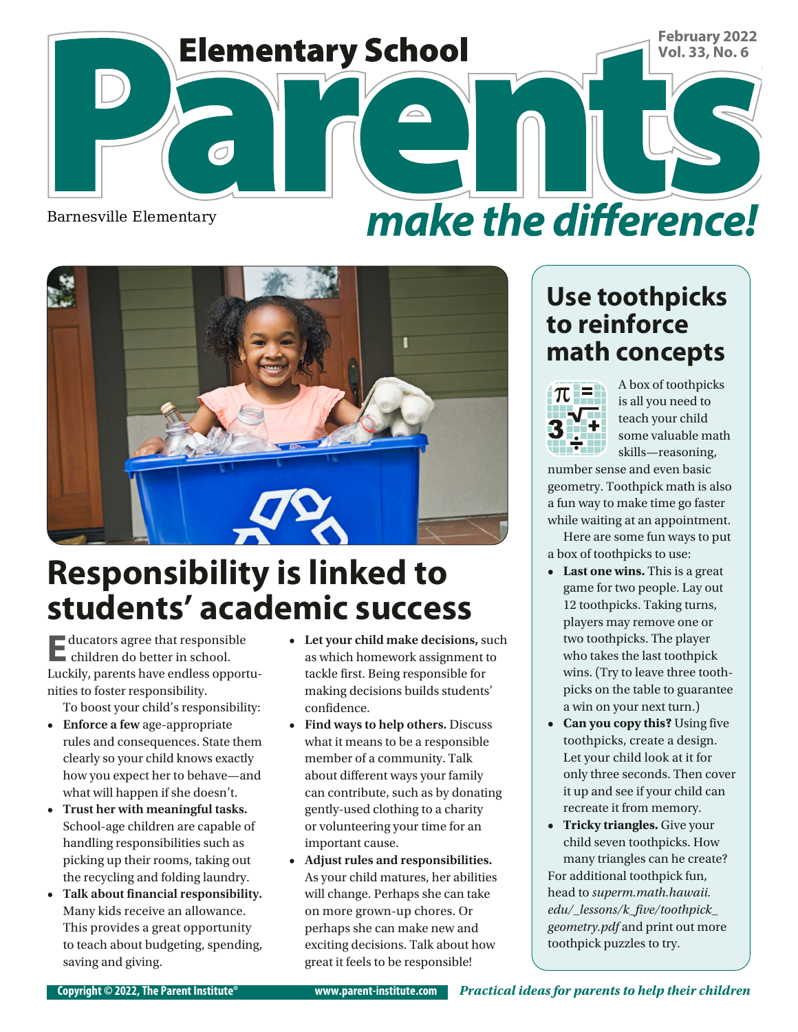# Elementary School Parents make the difference!

February 2022
Vol. 33, No. 6

Barnesville Elementary

## Responsibility is linked to students' academic success

Educators agree that responsible children do better in school. Luckily, parents have endless opportunities to foster responsibility.

To boost your child's responsibility:

- **Enforce a few** age-appropriate rules and consequences. State them clearly so your child knows exactly how you expect her to behave—and what will happen if she doesn't.
- **Trust her with meaningful tasks.** School-age children are capable of handling responsibilities such as picking up their rooms, taking out the recycling and folding laundry.
- **Talk about financial responsibility.** Many kids receive an allowance. This provides a great opportunity to teach about budgeting, spending, saving and giving.
- **Let your child make decisions,** such as which homework assignment to tackle first. Being responsible for making decisions builds students' confidence.
- **Find ways to help others.** Discuss what it means to be a responsible member of a community. Talk about different ways your family can contribute, such as by donating gently-used clothing to a charity or volunteering your time for an important cause.
- **Adjust rules and responsibilities.** As your child matures, her abilities will change. Perhaps she can take on more grown-up chores. Or perhaps she can make new and exciting decisions. Talk about how great it feels to be responsible!

## Use toothpicks to reinforce math concepts

A box of toothpicks is all you need to teach your child some valuable math skills—reasoning, number sense and even basic geometry. Toothpick math is also a fun way to make time go faster while waiting at an appointment.

Here are some fun ways to put a box of toothpicks to use:

- **Last one wins.** This is a great game for two people. Lay out 12 toothpicks. Taking turns, players may remove one or two toothpicks. The player who takes the last toothpick wins. (Try to leave three toothpicks on the table to guarantee a win on your next turn.)
- **Can you copy this?** Using five toothpicks, create a design. Let your child look at it for only three seconds. Then cover it up and see if your child can recreate it from memory.
- **Tricky triangles.** Give your child seven toothpicks. How many triangles can he create?

For additional toothpick fun, head to *superm.math.hawaii.edu/_lessons/k_five/toothpick_geometry.pdf* and print out more toothpick puzzles to try.

Copyright © 2022, The Parent Institute® www.parent-institute.com *Practical ideas for parents to help their children*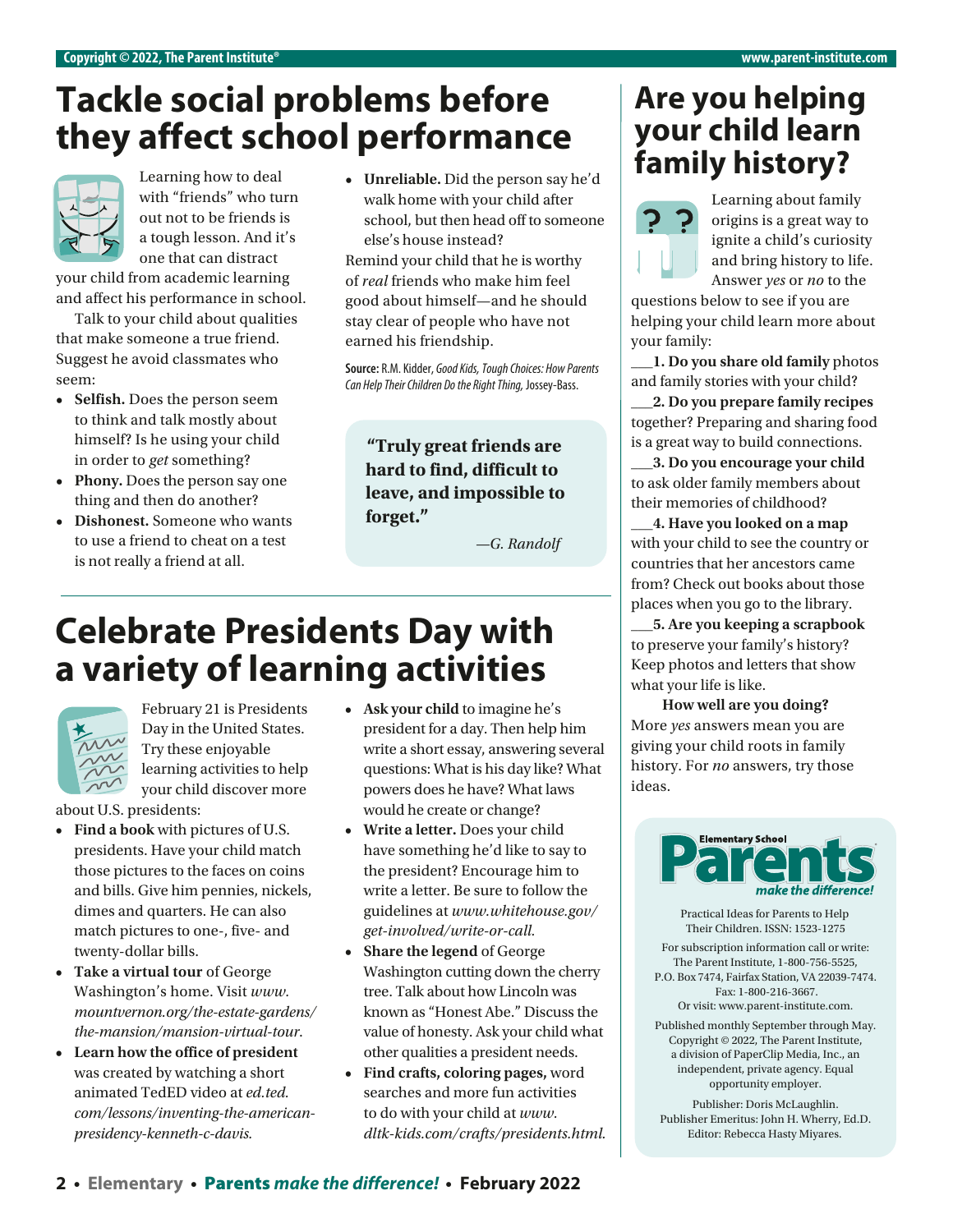# Tackle social problems before they affect school performance

Learning how to deal with "friends" who turn out not to be friends is a tough lesson. And it's one that can distract your child from academic learning and affect his performance in school.

Talk to your child about qualities that make someone a true friend. Suggest he avoid classmates who seem:

- **Selfish.** Does the person seem to think and talk mostly about himself? Is he using your child in order to *get* something?
- **Phony.** Does the person say one thing and then do another?
- **Dishonest.** Someone who wants to use a friend to cheat on a test is not really a friend at all.
- **Unreliable.** Did the person say he'd walk home with your child after school, but then head off to someone else's house instead?

Remind your child that he is worthy of *real* friends who make him feel good about himself—and he should stay clear of people who have not earned his friendship.

**Source:** R.M. Kidder, *Good Kids, Tough Choices: How Parents Can Help Their Children Do the Right Thing,* Jossey-Bass.

> **"Truly great friends are hard to find, difficult to leave, and impossible to forget."**
>
> *—G. Randolf*

# Celebrate Presidents Day with a variety of learning activities

February 21 is Presidents Day in the United States. Try these enjoyable learning activities to help your child discover more about U.S. presidents:

- **Find a book** with pictures of U.S. presidents. Have your child match those pictures to the faces on coins and bills. Give him pennies, nickels, dimes and quarters. He can also match pictures to one-, five- and twenty-dollar bills.
- **Take a virtual tour** of George Washington's home. Visit *www.mountvernon.org/the-estate-gardens/the-mansion/mansion-virtual-tour.*
- **Learn how the office of president** was created by watching a short animated TedED video at *ed.ted.com/lessons/inventing-the-american-presidency-kenneth-c-davis.*
- **Ask your child** to imagine he's president for a day. Then help him write a short essay, answering several questions: What is his day like? What powers does he have? What laws would he create or change?
- **Write a letter.** Does your child have something he'd like to say to the president? Encourage him to write a letter. Be sure to follow the guidelines at *www.whitehouse.gov/get-involved/write-or-call.*
- **Share the legend** of George Washington cutting down the cherry tree. Talk about how Lincoln was known as "Honest Abe." Discuss the value of honesty. Ask your child what other qualities a president needs.
- **Find crafts, coloring pages,** word searches and more fun activities to do with your child at *www.dltk-kids.com/crafts/presidents.html.*

# Are you helping your child learn family history?

Learning about family origins is a great way to ignite a child's curiosity and bring history to life. Answer *yes* or *no* to the questions below to see if you are helping your child learn more about your family:

___**1. Do you share old family** photos and family stories with your child?

___**2. Do you prepare family recipes** together? Preparing and sharing food is a great way to build connections.

___**3. Do you encourage your child** to ask older family members about their memories of childhood?

___**4. Have you looked on a map** with your child to see the country or countries that her ancestors came from? Check out books about those places when you go to the library.

___**5. Are you keeping a scrapbook** to preserve your family's history? Keep photos and letters that show what your life is like.

**How well are you doing?** More *yes* answers mean you are giving your child roots in family history. For *no* answers, try those ideas.

**Elementary School Parents** *make the difference!*

Practical Ideas for Parents to Help Their Children. ISSN: 1523-1275

For subscription information call or write: The Parent Institute, 1-800-756-5525, P.O. Box 7474, Fairfax Station, VA 22039-7474. Fax: 1-800-216-3667. Or visit: www.parent-institute.com.

Published monthly September through May. Copyright © 2022, The Parent Institute, a division of PaperClip Media, Inc., an independent, private agency. Equal opportunity employer.

Publisher: Doris McLaughlin.
Publisher Emeritus: John H. Wherry, Ed.D.
Editor: Rebecca Hasty Miyares.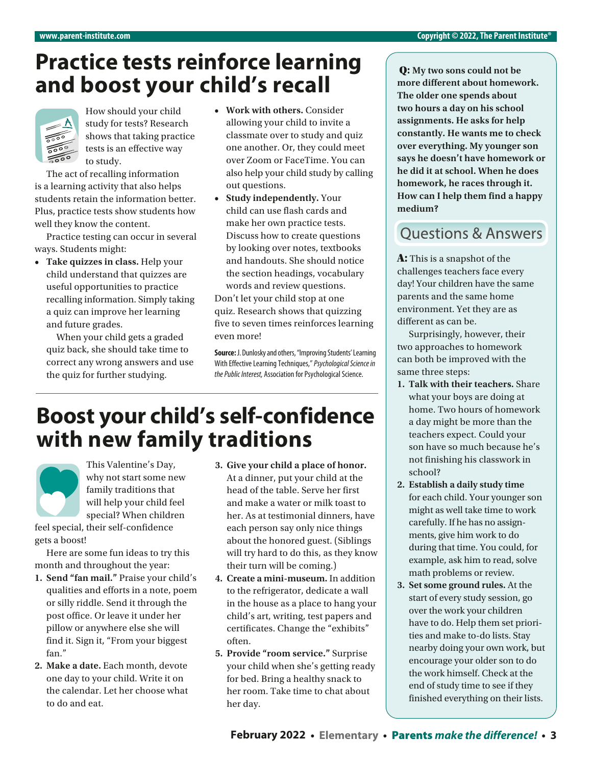# Practice tests reinforce learning and boost your child's recall

How should your child study for tests? Research shows that taking practice tests is an effective way to study.

The act of recalling information is a learning activity that also helps students retain the information better. Plus, practice tests show students how well they know the content.

Practice testing can occur in several ways. Students might:

- **Take quizzes in class.** Help your child understand that quizzes are useful opportunities to practice recalling information. Simply taking a quiz can improve her learning and future grades.

  When your child gets a graded quiz back, she should take time to correct any wrong answers and use the quiz for further studying.
- **Work with others.** Consider allowing your child to invite a classmate over to study and quiz one another. Or, they could meet over Zoom or FaceTime. You can also help your child study by calling out questions.
- **Study independently.** Your child can use flash cards and make her own practice tests. Discuss how to create questions by looking over notes, textbooks and handouts. She should notice the section headings, vocabulary words and review questions.

Don't let your child stop at one quiz. Research shows that quizzing five to seven times reinforces learning even more!

**Source:** J. Dunlosky and others, "Improving Students' Learning With Effective Learning Techniques," *Psychological Science in the Public Interest,* Association for Psychological Science.

# Boost your child's self-confidence with new family traditions

This Valentine's Day, why not start some new family traditions that will help your child feel special? When children feel special, their self-confidence gets a boost!

Here are some fun ideas to try this month and throughout the year:

1. **Send "fan mail."** Praise your child's qualities and efforts in a note, poem or silly riddle. Send it through the post office. Or leave it under her pillow or anywhere else she will find it. Sign it, "From your biggest fan."
2. **Make a date.** Each month, devote one day to your child. Write it on the calendar. Let her choose what to do and eat.
3. **Give your child a place of honor.** At a dinner, put your child at the head of the table. Serve her first and make a water or milk toast to her. As at testimonial dinners, have each person say only nice things about the honored guest. (Siblings will try hard to do this, as they know their turn will be coming.)
4. **Create a mini-museum.** In addition to the refrigerator, dedicate a wall in the house as a place to hang your child's art, writing, test papers and certificates. Change the "exhibits" often.
5. **Provide "room service."** Surprise your child when she's getting ready for bed. Bring a healthy snack to her room. Take time to chat about her day.

## Questions & Answers

**Q: My two sons could not be more different about homework. The older one spends about two hours a day on his school assignments. He asks for help constantly. He wants me to check over everything. My younger son says he doesn't have homework or he did it at school. When he does homework, he races through it. How can I help them find a happy medium?**

**A:** This is a snapshot of the challenges teachers face every day! Your children have the same parents and the same home environment. Yet they are as different as can be.

Surprisingly, however, their two approaches to homework can both be improved with the same three steps:

1. **Talk with their teachers.** Share what your boys are doing at home. Two hours of homework a day might be more than the teachers expect. Could your son have so much because he's not finishing his classwork in school?
2. **Establish a daily study time** for each child. Your younger son might as well take time to work carefully. If he has no assignments, give him work to do during that time. You could, for example, ask him to read, solve math problems or review.
3. **Set some ground rules.** At the start of every study session, go over the work your children have to do. Help them set priorities and make to-do lists. Stay nearby doing your own work, but encourage your older son to do the work himself. Check at the end of study time to see if they finished everything on their lists.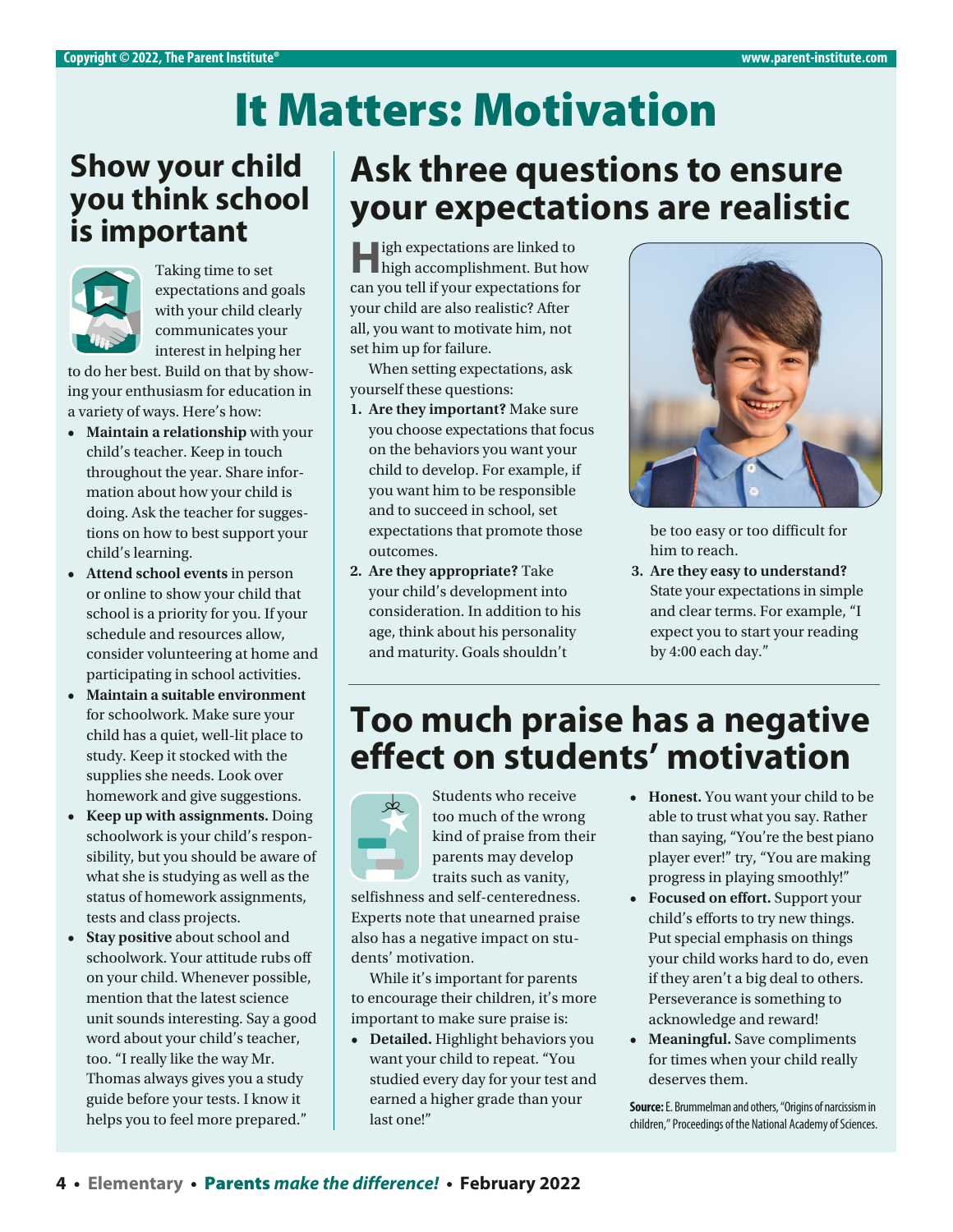# It Matters: Motivation

## Show your child you think school is important

Taking time to set expectations and goals with your child clearly communicates your interest in helping her to do her best. Build on that by showing your enthusiasm for education in a variety of ways. Here's how:

- **Maintain a relationship** with your child's teacher. Keep in touch throughout the year. Share information about how your child is doing. Ask the teacher for suggestions on how to best support your child's learning.
- **Attend school events** in person or online to show your child that school is a priority for you. If your schedule and resources allow, consider volunteering at home and participating in school activities.
- **Maintain a suitable environment** for schoolwork. Make sure your child has a quiet, well-lit place to study. Keep it stocked with the supplies she needs. Look over homework and give suggestions.
- **Keep up with assignments.** Doing schoolwork is your child's responsibility, but you should be aware of what she is studying as well as the status of homework assignments, tests and class projects.
- **Stay positive** about school and schoolwork. Your attitude rubs off on your child. Whenever possible, mention that the latest science unit sounds interesting. Say a good word about your child's teacher, too. "I really like the way Mr. Thomas always gives you a study guide before your tests. I know it helps you to feel more prepared."

## Ask three questions to ensure your expectations are realistic

High expectations are linked to high accomplishment. But how can you tell if your expectations for your child are also realistic? After all, you want to motivate him, not set him up for failure.

When setting expectations, ask yourself these questions:

1. **Are they important?** Make sure you choose expectations that focus on the behaviors you want your child to develop. For example, if you want him to be responsible and to succeed in school, set expectations that promote those outcomes.
2. **Are they appropriate?** Take your child's development into consideration. In addition to his age, think about his personality and maturity. Goals shouldn't be too easy or too difficult for him to reach.
3. **Are they easy to understand?** State your expectations in simple and clear terms. For example, "I expect you to start your reading by 4:00 each day."

## Too much praise has a negative effect on students' motivation

Students who receive too much of the wrong kind of praise from their parents may develop traits such as vanity, selfishness and self-centeredness. Experts note that unearned praise also has a negative impact on students' motivation.

While it's important for parents to encourage their children, it's more important to make sure praise is:

- **Detailed.** Highlight behaviors you want your child to repeat. "You studied every day for your test and earned a higher grade than your last one!"
- **Honest.** You want your child to be able to trust what you say. Rather than saying, "You're the best piano player ever!" try, "You are making progress in playing smoothly!"
- **Focused on effort.** Support your child's efforts to try new things. Put special emphasis on things your child works hard to do, even if they aren't a big deal to others. Perseverance is something to acknowledge and reward!
- **Meaningful.** Save compliments for times when your child really deserves them.

**Source:** E. Brummelman and others, "Origins of narcissism in children," Proceedings of the National Academy of Sciences.